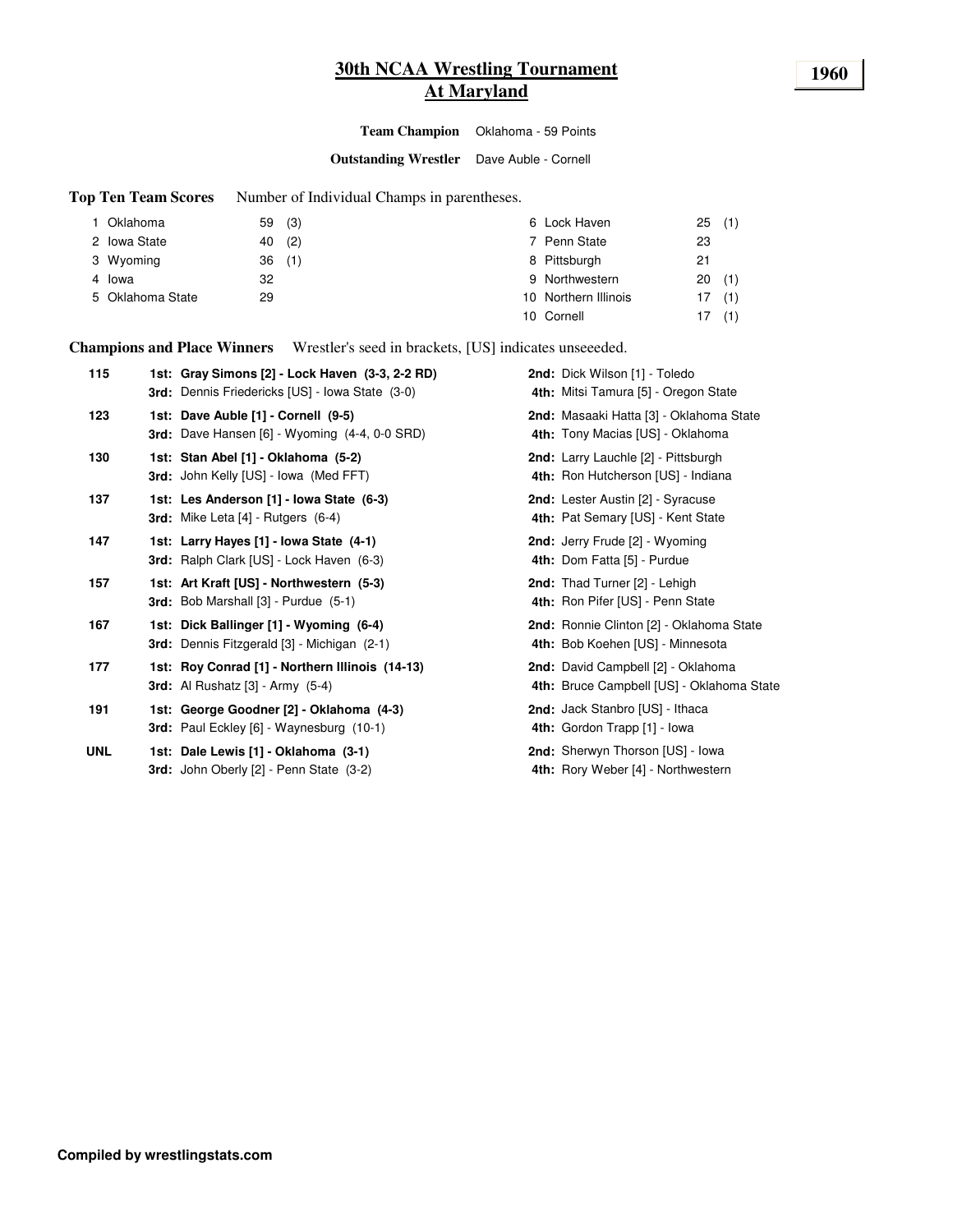# 30th NCAA Wrestling Tournament
## At Maryland

**1960**

**Team Champion** Oklahoma - 59 Points

**Outstanding Wrestler** Dave Auble - Cornell

**Top Ten Team Scores** Number of Individual Champs in parentheses.

| Rank | Team | Points | Champs |
|---|---|---|---|
| 1 | Oklahoma | 59 | (3) |
| 2 | Iowa State | 40 | (2) |
| 3 | Wyoming | 36 | (1) |
| 4 | Iowa | 32 | |
| 5 | Oklahoma State | 29 | |
| 6 | Lock Haven | 25 | (1) |
| 7 | Penn State | 23 | |
| 8 | Pittsburgh | 21 | |
| 9 | Northwestern | 20 | (1) |
| 10 | Northern Illinois | 17 | (1) |
| 10 | Cornell | 17 | (1) |

**Champions and Place Winners** Wrestler's seed in brackets, [US] indicates unseeeded.

| Weight | 1st / 3rd | 2nd / 4th |
|---|---|---|
| 115 | **1st: Gray Simons [2] - Lock Haven (3-3, 2-2 RD)** | **2nd:** Dick Wilson [1] - Toledo |
| | **3rd:** Dennis Friedericks [US] - Iowa State (3-0) | **4th:** Mitsi Tamura [5] - Oregon State |
| 123 | **1st: Dave Auble [1] - Cornell (9-5)** | **2nd:** Masaaki Hatta [3] - Oklahoma State |
| | **3rd:** Dave Hansen [6] - Wyoming (4-4, 0-0 SRD) | **4th:** Tony Macias [US] - Oklahoma |
| 130 | **1st: Stan Abel [1] - Oklahoma (5-2)** | **2nd:** Larry Lauchle [2] - Pittsburgh |
| | **3rd:** John Kelly [US] - Iowa (Med FFT) | **4th:** Ron Hutcherson [US] - Indiana |
| 137 | **1st: Les Anderson [1] - Iowa State (6-3)** | **2nd:** Lester Austin [2] - Syracuse |
| | **3rd:** Mike Leta [4] - Rutgers (6-4) | **4th:** Pat Semary [US] - Kent State |
| 147 | **1st: Larry Hayes [1] - Iowa State (4-1)** | **2nd:** Jerry Frude [2] - Wyoming |
| | **3rd:** Ralph Clark [US] - Lock Haven (6-3) | **4th:** Dom Fatta [5] - Purdue |
| 157 | **1st: Art Kraft [US] - Northwestern (5-3)** | **2nd:** Thad Turner [2] - Lehigh |
| | **3rd:** Bob Marshall [3] - Purdue (5-1) | **4th:** Ron Pifer [US] - Penn State |
| 167 | **1st: Dick Ballinger [1] - Wyoming (6-4)** | **2nd:** Ronnie Clinton [2] - Oklahoma State |
| | **3rd:** Dennis Fitzgerald [3] - Michigan (2-1) | **4th:** Bob Koehen [US] - Minnesota |
| 177 | **1st: Roy Conrad [1] - Northern Illinois (14-13)** | **2nd:** David Campbell [2] - Oklahoma |
| | **3rd:** Al Rushatz [3] - Army (5-4) | **4th:** Bruce Campbell [US] - Oklahoma State |
| 191 | **1st: George Goodner [2] - Oklahoma (4-3)** | **2nd:** Jack Stanbro [US] - Ithaca |
| | **3rd:** Paul Eckley [6] - Waynesburg (10-1) | **4th:** Gordon Trapp [1] - Iowa |
| UNL | **1st: Dale Lewis [1] - Oklahoma (3-1)** | **2nd:** Sherwyn Thorson [US] - Iowa |
| | **3rd:** John Oberly [2] - Penn State (3-2) | **4th:** Rory Weber [4] - Northwestern |

**Compiled by wrestlingstats.com**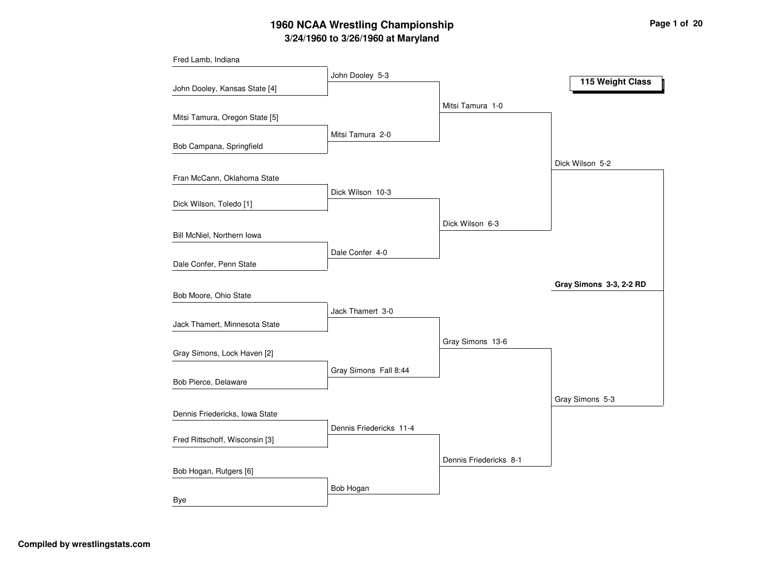# 1960 NCAA Wrestling Championship

## 3/24/1960 to 3/26/1960 at Maryland

**115 Weight Class**

### First Round

- Fred Lamb, Indiana
- John Dooley, Kansas State [4]
- Mitsi Tamura, Oregon State [5]
- Bob Campana, Springfield
- Fran McCann, Oklahoma State
- Dick Wilson, Toledo [1]
- Bill McNiel, Northern Iowa
- Dale Confer, Penn State
- Bob Moore, Ohio State
- Jack Thamert, Minnesota State
- Gray Simons, Lock Haven [2]
- Bob Pierce, Delaware
- Dennis Friedericks, Iowa State
- Fred Rittschoff, Wisconsin [3]
- Bob Hogan, Rutgers [6]
- Bye

### Second Round

- John Dooley 5-3
- Mitsi Tamura 2-0
- Dick Wilson 10-3
- Dale Confer 4-0
- Jack Thamert 3-0
- Gray Simons Fall 8:44
- Dennis Friedericks 11-4
- Bob Hogan

### Quarterfinals

- Mitsi Tamura 1-0
- Dick Wilson 6-3
- Gray Simons 13-6
- Dennis Friedericks 8-1

### Semifinals

- Dick Wilson 5-2
- Gray Simons 5-3

### Champion

**Gray Simons 3-3, 2-2 RD**

**Compiled by wrestlingstats.com**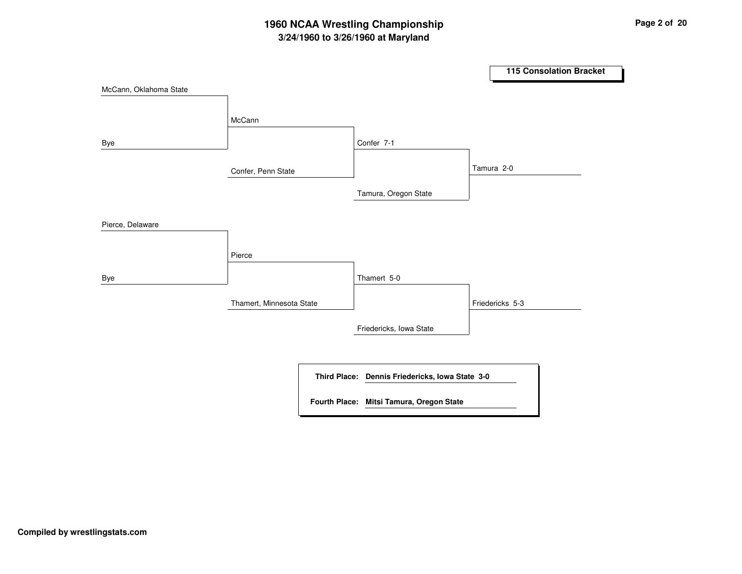# 1960 NCAA Wrestling Championship

## 3/24/1960 to 3/26/1960 at Maryland

### 115 Consolation Bracket

**Round 1**
- McCann, Oklahoma State vs. Bye → McCann
- Pierce, Delaware vs. Bye → Pierce

**Round 2**
- McCann vs. Confer, Penn State → Confer 7-1
- Pierce vs. Thamert, Minnesota State → Thamert 5-0

**Round 3**
- Confer vs. Tamura, Oregon State → Tamura 2-0
- Thamert vs. Friedericks, Iowa State → Friedericks 5-3

**Third Place:** Dennis Friedericks, Iowa State 3-0

**Fourth Place:** Mitsi Tamura, Oregon State

**Compiled by wrestlingstats.com**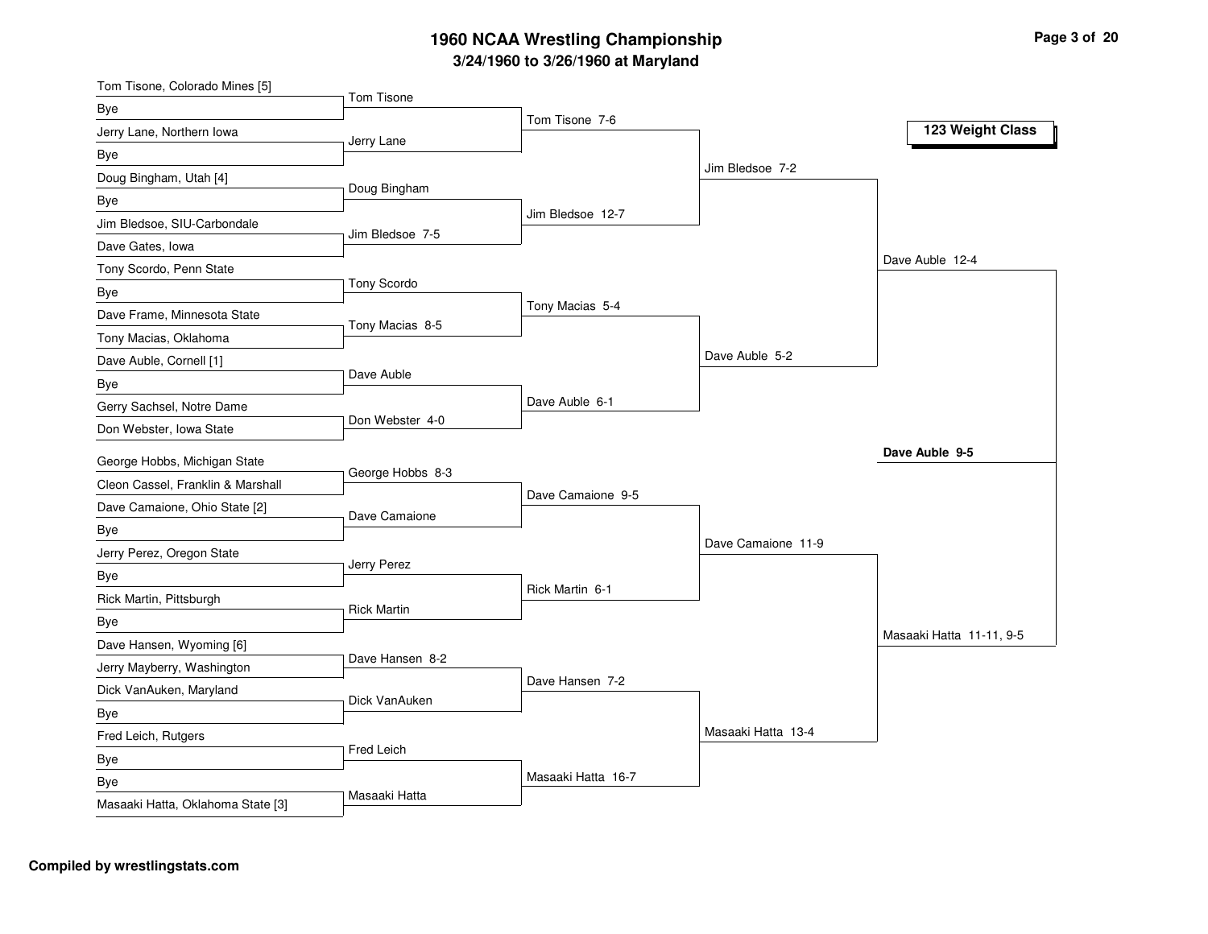# 1960 NCAA Wrestling Championship

## 3/24/1960 to 3/26/1960 at Maryland

### 123 Weight Class

**Round 1**

| Wrestler | Opponent | Winner |
|---|---|---|
| Tom Tisone, Colorado Mines [5] | Bye | Tom Tisone |
| Jerry Lane, Northern Iowa | Bye | Jerry Lane |
| Doug Bingham, Utah [4] | Bye | Doug Bingham |
| Jim Bledsoe, SIU-Carbondale | Dave Gates, Iowa | Jim Bledsoe 7-5 |
| Tony Scordo, Penn State | Bye | Tony Scordo |
| Dave Frame, Minnesota State | Tony Macias, Oklahoma | Tony Macias 8-5 |
| Dave Auble, Cornell [1] | Bye | Dave Auble |
| Gerry Sachsel, Notre Dame | Don Webster, Iowa State | Don Webster 4-0 |
| George Hobbs, Michigan State | Cleon Cassel, Franklin & Marshall | George Hobbs 8-3 |
| Dave Camaione, Ohio State [2] | Bye | Dave Camaione |
| Jerry Perez, Oregon State | Bye | Jerry Perez |
| Rick Martin, Pittsburgh | Bye | Rick Martin |
| Dave Hansen, Wyoming [6] | Jerry Mayberry, Washington | Dave Hansen 8-2 |
| Dick VanAuken, Maryland | Bye | Dick VanAuken |
| Fred Leich, Rutgers | Bye | Fred Leich |
| Bye | Masaaki Hatta, Oklahoma State [3] | Masaaki Hatta |

**Round 2**

- Tom Tisone 7-6
- Jim Bledsoe 12-7
- Tony Macias 5-4
- Dave Auble 6-1
- Dave Camaione 9-5
- Rick Martin 6-1
- Dave Hansen 7-2
- Masaaki Hatta 16-7

**Quarterfinals**

- Jim Bledsoe 7-2
- Dave Auble 5-2
- Dave Camaione 11-9
- Masaaki Hatta 13-4

**Semifinals**

- Dave Auble 12-4
- Masaaki Hatta 11-11, 9-5

**Final**

**Dave Auble 9-5**

**Compiled by wrestlingstats.com**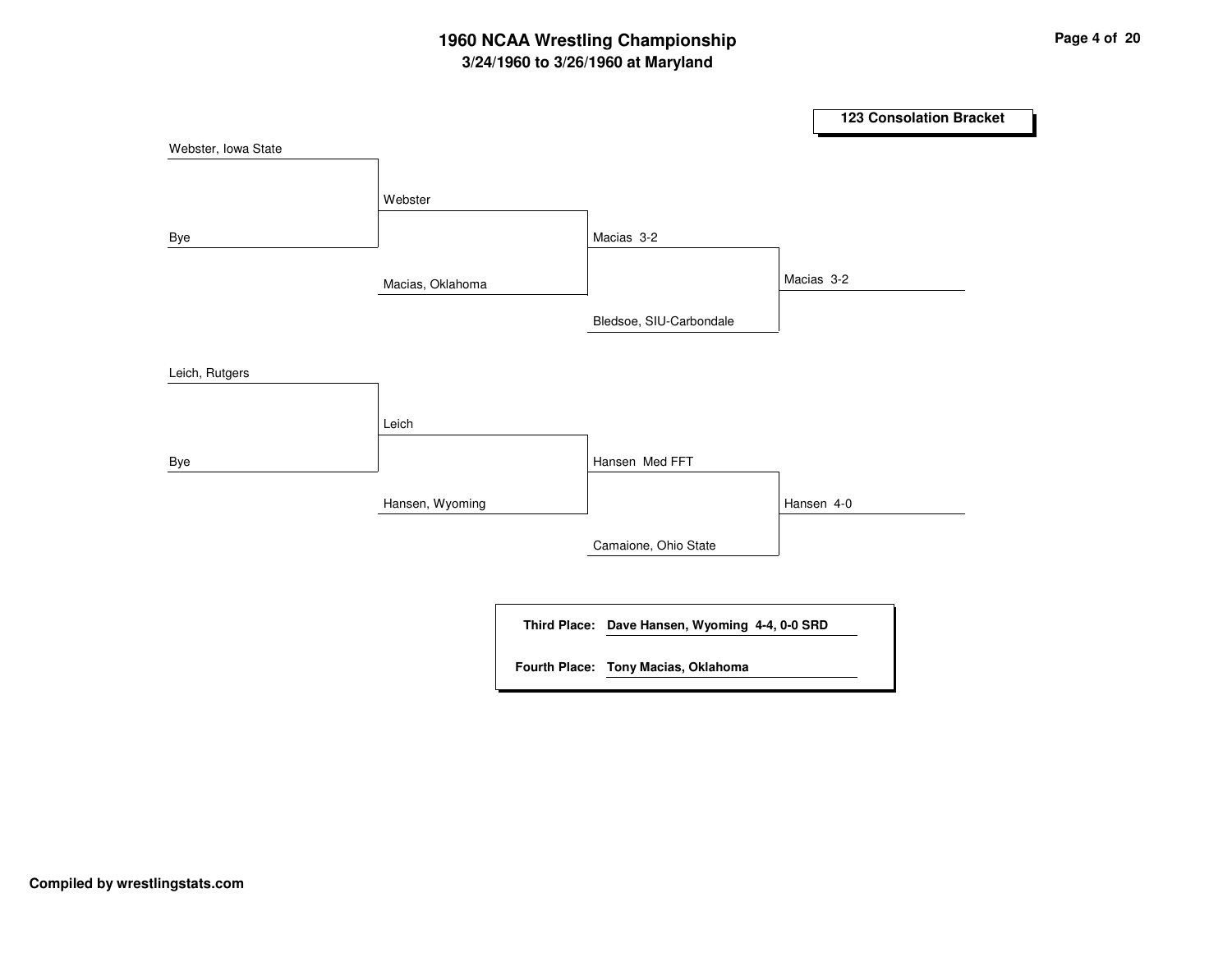# 1960 NCAA Wrestling Championship

## 3/24/1960 to 3/26/1960 at Maryland

### 123 Consolation Bracket

**Round 1**
- Webster, Iowa State vs. Bye → Webster
- Leich, Rutgers vs. Bye → Leich

**Round 2**
- Webster vs. Macias, Oklahoma → Macias 3-2
- Leich vs. Hansen, Wyoming → Hansen Med FFT

**Round 3**
- Macias vs. Bledsoe, SIU-Carbondale → Macias 3-2
- Hansen vs. Camaione, Ohio State → Hansen 4-0

**Third Place:** Dave Hansen, Wyoming 4-4, 0-0 SRD

**Fourth Place:** Tony Macias, Oklahoma

**Compiled by wrestlingstats.com**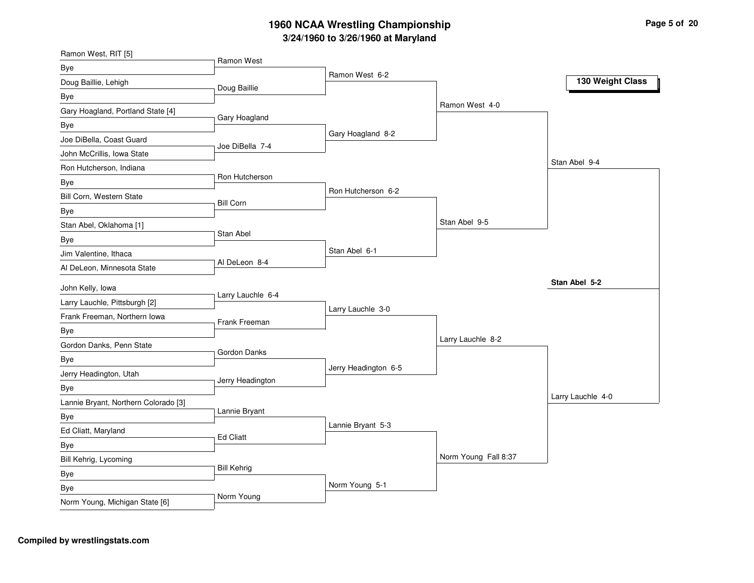# 1960 NCAA Wrestling Championship

## 3/24/1960 to 3/26/1960 at Maryland

### 130 Weight Class

**First Round**

- Ramon West, RIT [5] vs Bye — Ramon West
- Doug Baillie, Lehigh vs Bye — Doug Baillie
- Gary Hoagland, Portland State [4] vs Bye — Gary Hoagland
- Joe DiBella, Coast Guard vs John McCrillis, Iowa State — Joe DiBella 7-4
- Ron Hutcherson, Indiana vs Bye — Ron Hutcherson
- Bill Corn, Western State vs Bye — Bill Corn
- Stan Abel, Oklahoma [1] vs Bye — Stan Abel
- Jim Valentine, Ithaca vs Al DeLeon, Minnesota State — Al DeLeon 8-4
- John Kelly, Iowa vs Larry Lauchle, Pittsburgh [2] — Larry Lauchle 6-4
- Frank Freeman, Northern Iowa vs Bye — Frank Freeman
- Gordon Danks, Penn State vs Bye — Gordon Danks
- Jerry Headington, Utah vs Bye — Jerry Headington
- Lannie Bryant, Northern Colorado [3] vs Bye — Lannie Bryant
- Ed Cliatt, Maryland vs Bye — Ed Cliatt
- Bill Kehrig, Lycoming vs Bye — Bill Kehrig
- Bye vs Norm Young, Michigan State [6] — Norm Young

**Second Round**

- Ramon West 6-2
- Gary Hoagland 8-2
- Ron Hutcherson 6-2
- Stan Abel 6-1
- Larry Lauchle 3-0
- Jerry Headington 6-5
- Lannie Bryant 5-3
- Norm Young 5-1

**Quarterfinals**

- Ramon West 4-0
- Stan Abel 9-5
- Larry Lauchle 8-2
- Norm Young Fall 8:37

**Semifinals**

- Stan Abel 9-4
- Larry Lauchle 4-0

**Final**

- **Stan Abel 5-2**

**Compiled by wrestlingstats.com**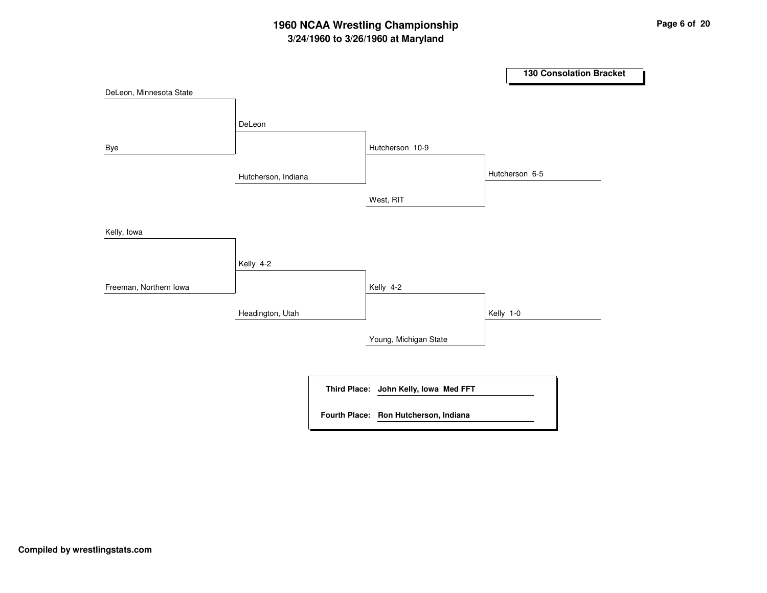# 1960 NCAA Wrestling Championship

## 3/24/1960 to 3/26/1960 at Maryland

### 130 Consolation Bracket

**Round 1**
- DeLeon, Minnesota State vs. Bye → DeLeon
- Kelly, Iowa vs. Freeman, Northern Iowa → Kelly 4-2

**Round 2**
- DeLeon vs. Hutcherson, Indiana → Hutcherson 10-9
- Kelly vs. Headington, Utah → Kelly 4-2

**Round 3**
- Hutcherson vs. West, RIT → Hutcherson 6-5
- Kelly vs. Young, Michigan State → Kelly 1-0

**Third Place:** John Kelly, Iowa Med FFT

**Fourth Place:** Ron Hutcherson, Indiana

**Compiled by wrestlingstats.com**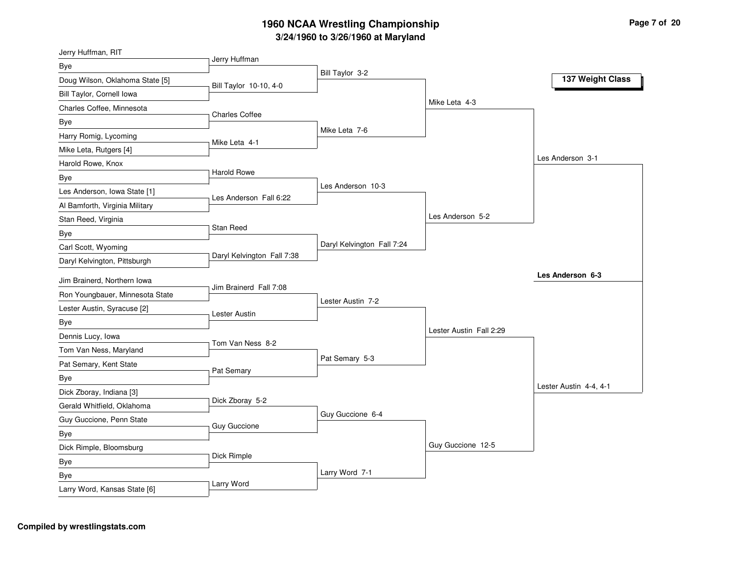# 1960 NCAA Wrestling Championship

## 3/24/1960 to 3/26/1960 at Maryland

### 137 Weight Class

**First Round**

| Wrestler 1 | Wrestler 2 | Result |
|---|---|---|
| Jerry Huffman, RIT | Bye | Jerry Huffman |
| Doug Wilson, Oklahoma State [5] | Bill Taylor, Cornell Iowa | Bill Taylor 10-10, 4-0 |
| Charles Coffee, Minnesota | Bye | Charles Coffee |
| Harry Romig, Lycoming | Mike Leta, Rutgers [4] | Mike Leta 4-1 |
| Harold Rowe, Knox | Bye | Harold Rowe |
| Les Anderson, Iowa State [1] | Al Bamforth, Virginia Military | Les Anderson Fall 6:22 |
| Stan Reed, Virginia | Bye | Stan Reed |
| Carl Scott, Wyoming | Daryl Kelvington, Pittsburgh | Daryl Kelvington Fall 7:38 |
| Jim Brainerd, Northern Iowa | Ron Youngbauer, Minnesota State | Jim Brainerd Fall 7:08 |
| Lester Austin, Syracuse [2] | Bye | Lester Austin |
| Dennis Lucy, Iowa | Tom Van Ness, Maryland | Tom Van Ness 8-2 |
| Pat Semary, Kent State | Bye | Pat Semary |
| Dick Zboray, Indiana [3] | Gerald Whitfield, Oklahoma | Dick Zboray 5-2 |
| Guy Guccione, Penn State | Bye | Guy Guccione |
| Dick Rimple, Bloomsburg | Bye | Dick Rimple |
| Bye | Larry Word, Kansas State [6] | Larry Word |

**Second Round**

- Bill Taylor 3-2
- Mike Leta 7-6
- Les Anderson 10-3
- Daryl Kelvington Fall 7:24
- Lester Austin 7-2
- Pat Semary 5-3
- Guy Guccione 6-4
- Larry Word 7-1

**Quarterfinals**

- Mike Leta 4-3
- Les Anderson 5-2
- Lester Austin Fall 2:29
- Guy Guccione 12-5

**Semifinals**

- Les Anderson 3-1
- Lester Austin 4-4, 4-1

**Final**

- **Les Anderson 6-3**

**Compiled by wrestlingstats.com**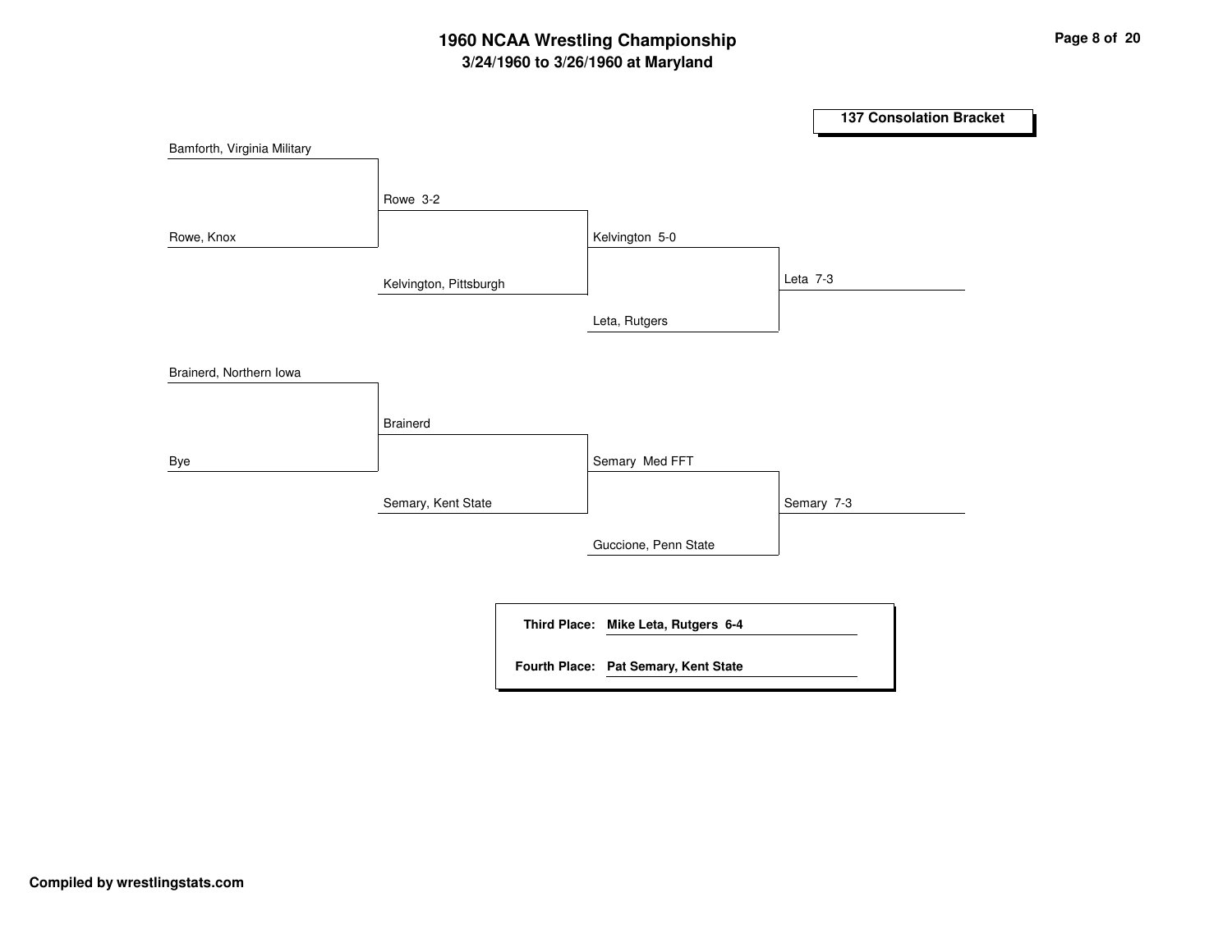# 1960 NCAA Wrestling Championship

## 3/24/1960 to 3/26/1960 at Maryland

### 137 Consolation Bracket

**Round 1**
- Bamforth, Virginia Military vs. Rowe, Knox — Rowe 3-2
- Brainerd, Northern Iowa vs. Bye — Brainerd

**Round 2**
- Rowe vs. Kelvington, Pittsburgh — Kelvington 5-0
- Brainerd vs. Semary, Kent State — Semary Med FFT

**Round 3**
- Kelvington vs. Leta, Rutgers — Leta 7-3
- Semary vs. Guccione, Penn State — Semary 7-3

**Third Place:** Mike Leta, Rutgers 6-4

**Fourth Place:** Pat Semary, Kent State

**Compiled by wrestlingstats.com**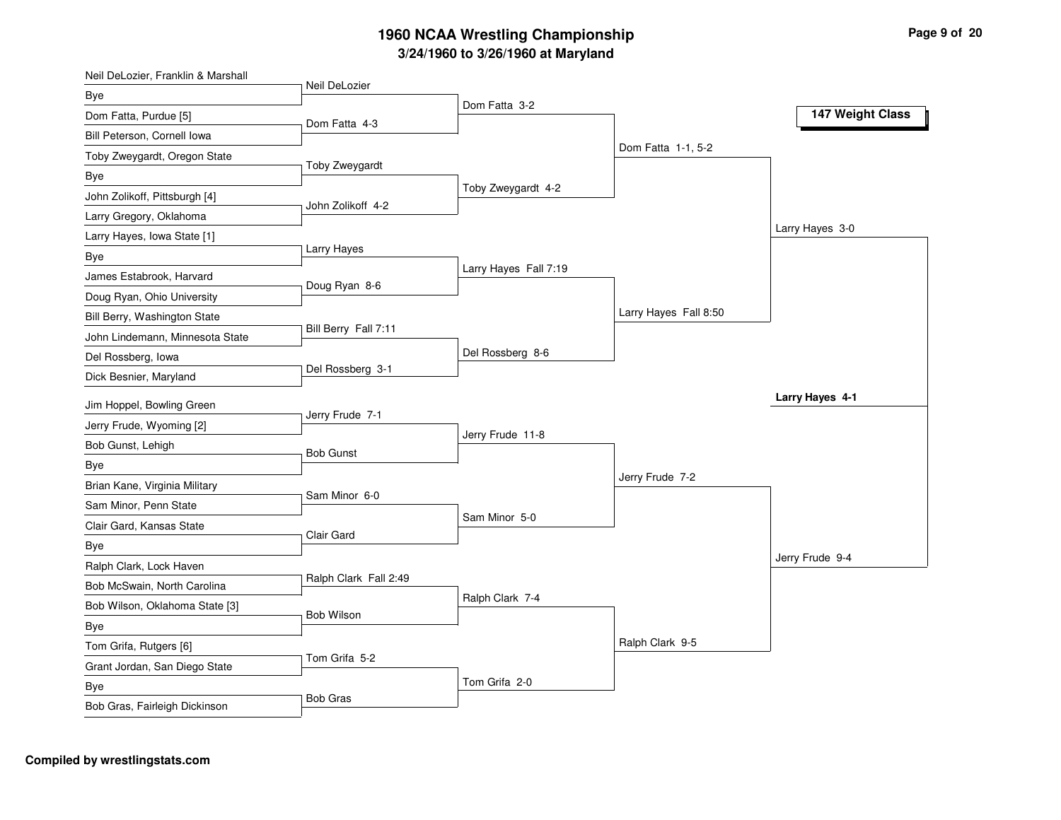# 1960 NCAA Wrestling Championship

## 3/24/1960 to 3/26/1960 at Maryland

### 147 Weight Class

**First Round**

| Wrestler 1 | Wrestler 2 | Winner |
|---|---|---|
| Neil DeLozier, Franklin & Marshall | Bye | Neil DeLozier |
| Dom Fatta, Purdue [5] | Bill Peterson, Cornell Iowa | Dom Fatta 4-3 |
| Toby Zweygardt, Oregon State | Bye | Toby Zweygardt |
| John Zolikoff, Pittsburgh [4] | Larry Gregory, Oklahoma | John Zolikoff 4-2 |
| Larry Hayes, Iowa State [1] | Bye | Larry Hayes |
| James Estabrook, Harvard | Doug Ryan, Ohio University | Doug Ryan 8-6 |
| Bill Berry, Washington State | John Lindemann, Minnesota State | Bill Berry Fall 7:11 |
| Del Rossberg, Iowa | Dick Besnier, Maryland | Del Rossberg 3-1 |
| Jim Hoppel, Bowling Green | Jerry Frude, Wyoming [2] | Jerry Frude 7-1 |
| Bob Gunst, Lehigh | Bye | Bob Gunst |
| Brian Kane, Virginia Military | Sam Minor, Penn State | Sam Minor 6-0 |
| Clair Gard, Kansas State | Bye | Clair Gard |
| Ralph Clark, Lock Haven | Bob McSwain, North Carolina | Ralph Clark Fall 2:49 |
| Bob Wilson, Oklahoma State [3] | Bye | Bob Wilson |
| Tom Grifa, Rutgers [6] | Grant Jordan, San Diego State | Tom Grifa 5-2 |
| Bye | Bob Gras, Fairleigh Dickinson | Bob Gras |

**Second Round**

- Dom Fatta 3-2
- Toby Zweygardt 4-2
- Larry Hayes Fall 7:19
- Del Rossberg 8-6
- Jerry Frude 11-8
- Sam Minor 5-0
- Ralph Clark 7-4
- Tom Grifa 2-0

**Quarterfinals**

- Dom Fatta 1-1, 5-2
- Larry Hayes Fall 8:50
- Jerry Frude 7-2
- Ralph Clark 9-5

**Semifinals**

- Larry Hayes 3-0
- Jerry Frude 9-4

**Champion**

**Larry Hayes 4-1**

Compiled by wrestlingstats.com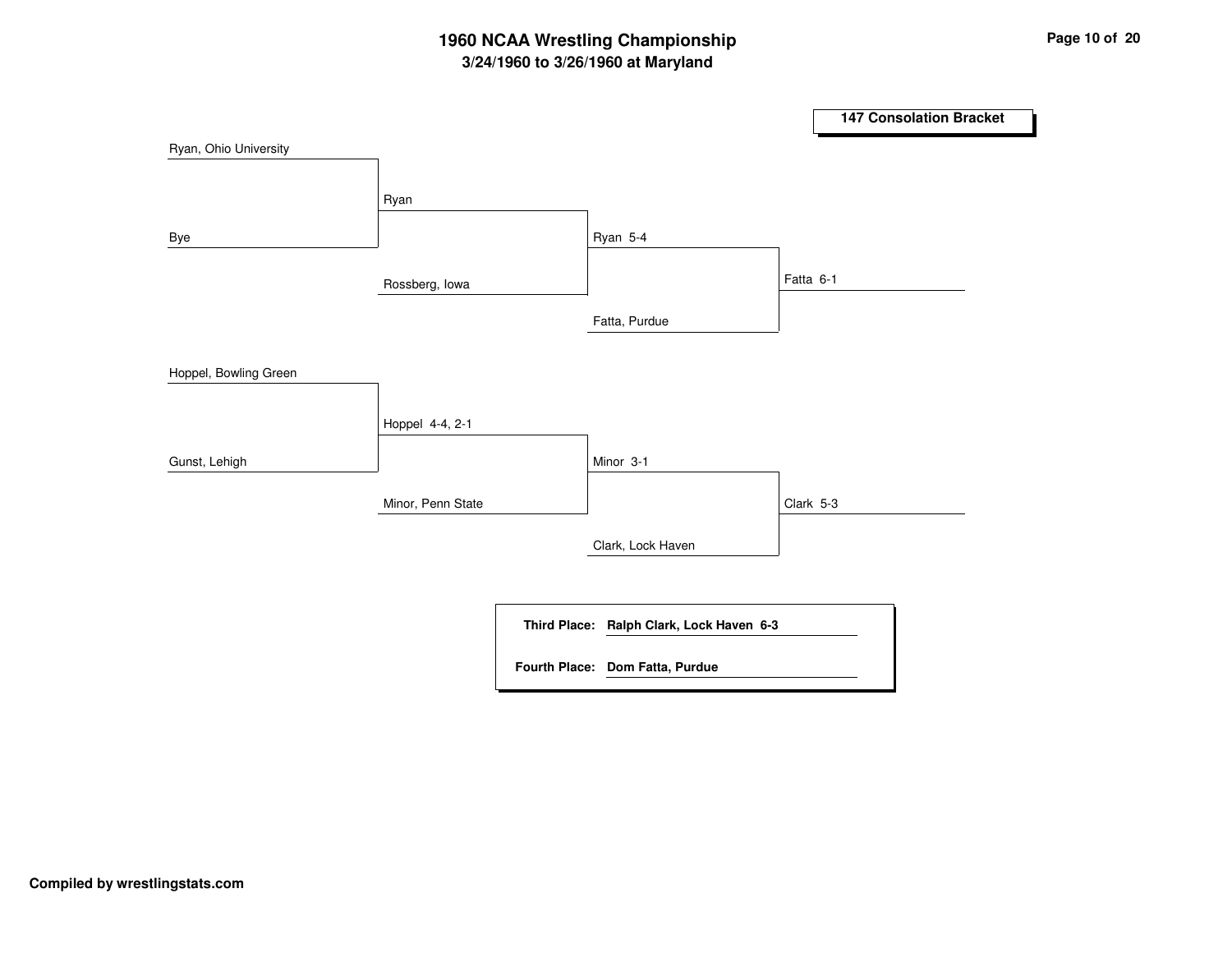# 1960 NCAA Wrestling Championship

## 3/24/1960 to 3/26/1960 at Maryland

### 147 Consolation Bracket

Ryan, Ohio University

Bye

Ryan

Rossberg, Iowa

Ryan 5-4

Fatta, Purdue

Fatta 6-1

Hoppel, Bowling Green

Gunst, Lehigh

Hoppel 4-4, 2-1

Minor, Penn State

Minor 3-1

Clark, Lock Haven

Clark 5-3

**Third Place:** **Ralph Clark, Lock Haven 6-3**

**Fourth Place:** **Dom Fatta, Purdue**

**Compiled by wrestlingstats.com**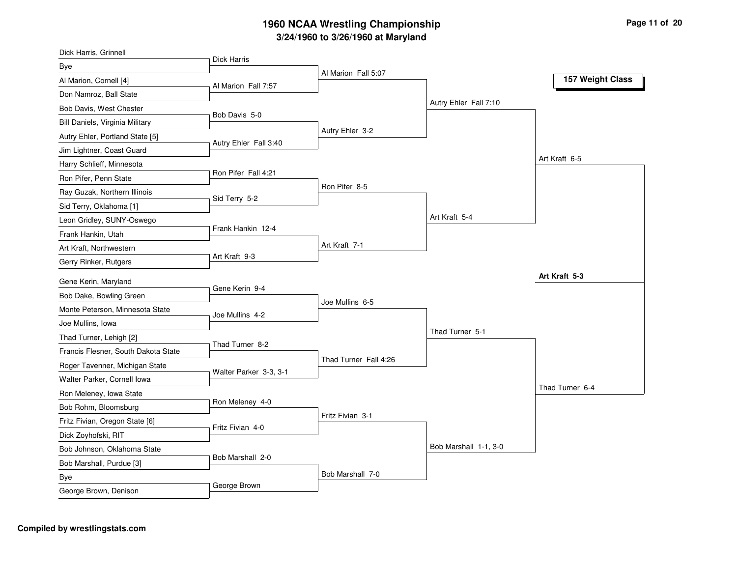# 1960 NCAA Wrestling Championship

## 3/24/1960 to 3/26/1960 at Maryland

**157 Weight Class**

### First Round

| Wrestler 1 | Wrestler 2 | Result |
|---|---|---|
| Dick Harris, Grinnell | Bye | Dick Harris |
| Al Marion, Cornell [4] | Don Namroz, Ball State | Al Marion Fall 7:57 |
| Bob Davis, West Chester | Bill Daniels, Virginia Military | Bob Davis 5-0 |
| Autry Ehler, Portland State [5] | Jim Lightner, Coast Guard | Autry Ehler Fall 3:40 |
| Harry Schlieff, Minnesota | Ron Pifer, Penn State | Ron Pifer Fall 4:21 |
| Ray Guzak, Northern Illinois | Sid Terry, Oklahoma [1] | Sid Terry 5-2 |
| Leon Gridley, SUNY-Oswego | Frank Hankin, Utah | Frank Hankin 12-4 |
| Art Kraft, Northwestern | Gerry Rinker, Rutgers | Art Kraft 9-3 |
| Gene Kerin, Maryland | Bob Dake, Bowling Green | Gene Kerin 9-4 |
| Monte Peterson, Minnesota State | Joe Mullins, Iowa | Joe Mullins 4-2 |
| Thad Turner, Lehigh [2] | Francis Flesner, South Dakota State | Thad Turner 8-2 |
| Roger Tavenner, Michigan State | Walter Parker, Cornell Iowa | Walter Parker 3-3, 3-1 |
| Ron Meleney, Iowa State | Bob Rohm, Bloomsburg | Ron Meleney 4-0 |
| Fritz Fivian, Oregon State [6] | Dick Zoyhofski, RIT | Fritz Fivian 4-0 |
| Bob Johnson, Oklahoma State | Bob Marshall, Purdue [3] | Bob Marshall 2-0 |
| Bye | George Brown, Denison | George Brown |

### Second Round

| Result |
|---|
| Al Marion Fall 5:07 |
| Autry Ehler 3-2 |
| Ron Pifer 8-5 |
| Art Kraft 7-1 |
| Joe Mullins 6-5 |
| Thad Turner Fall 4:26 |
| Fritz Fivian 3-1 |
| Bob Marshall 7-0 |

### Quarterfinals

| Result |
|---|
| Autry Ehler Fall 7:10 |
| Art Kraft 5-4 |
| Thad Turner 5-1 |
| Bob Marshall 1-1, 3-0 |

### Semifinals

| Result |
|---|
| Art Kraft 6-5 |
| Thad Turner 6-4 |

### Final

**Art Kraft 5-3**

**Compiled by wrestlingstats.com**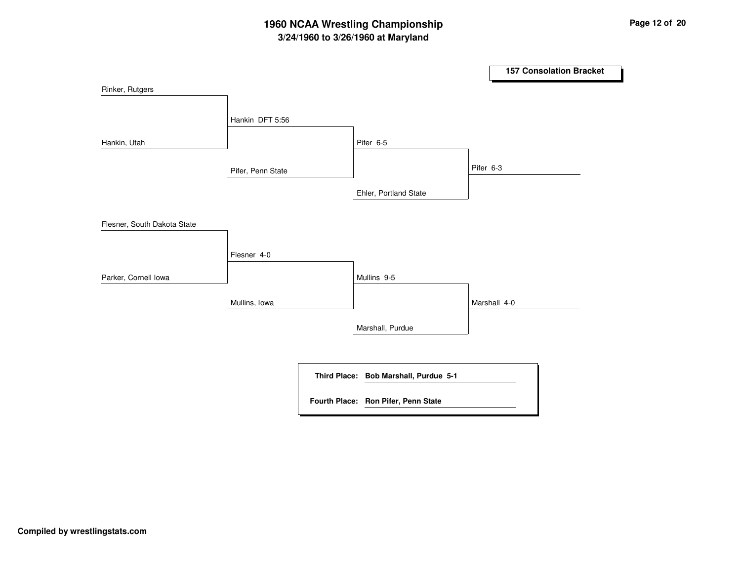# 1960 NCAA Wrestling Championship

## 3/24/1960 to 3/26/1960 at Maryland

### 157 Consolation Bracket

**Round 1**
- Rinker, Rutgers vs. Hankin, Utah — Hankin DFT 5:56
- Flesner, South Dakota State vs. Parker, Cornell Iowa — Flesner 4-0

**Round 2**
- Hankin vs. Pifer, Penn State — Pifer 6-5
- Flesner vs. Mullins, Iowa — Mullins 9-5

**Round 3**
- Pifer vs. Ehler, Portland State — Pifer 6-3
- Mullins vs. Marshall, Purdue — Marshall 4-0

| | |
|---|---|
| **Third Place:** | **Bob Marshall, Purdue 5-1** |
| **Fourth Place:** | **Ron Pifer, Penn State** |

**Compiled by wrestlingstats.com**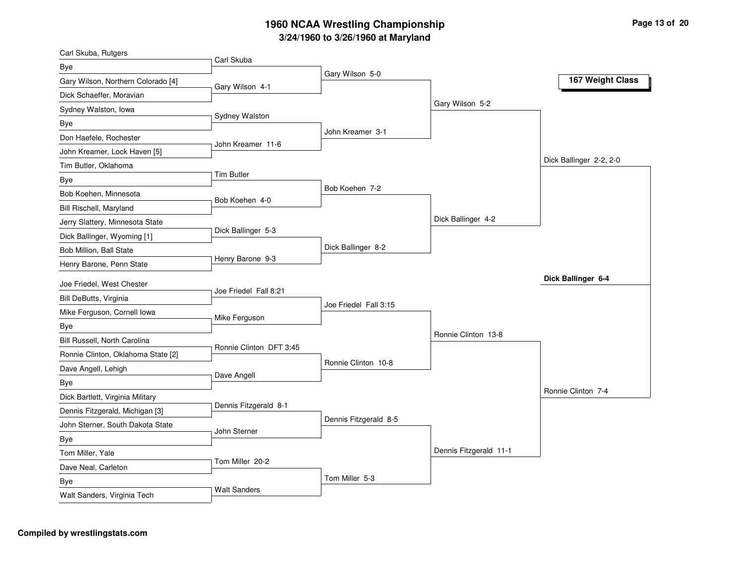# 1960 NCAA Wrestling Championship

## 3/24/1960 to 3/26/1960 at Maryland

### 167 Weight Class

**First Round**

- Carl Skuba, Rutgers vs. Bye — Carl Skuba
- Gary Wilson, Northern Colorado [4] vs. Dick Schaeffer, Moravian — Gary Wilson 4-1
- Sydney Walston, Iowa vs. Bye — Sydney Walston
- Don Haefele, Rochester vs. John Kreamer, Lock Haven [5] — John Kreamer 11-6
- Tim Butler, Oklahoma vs. Bye — Tim Butler
- Bob Koehen, Minnesota vs. Bill Rischell, Maryland — Bob Koehen 4-0
- Jerry Slattery, Minnesota State vs. Dick Ballinger, Wyoming [1] — Dick Ballinger 5-3
- Bob Million, Ball State vs. Henry Barone, Penn State — Henry Barone 9-3
- Joe Friedel, West Chester vs. Bill DeButts, Virginia — Joe Friedel Fall 8:21
- Mike Ferguson, Cornell Iowa vs. Bye — Mike Ferguson
- Bill Russell, North Carolina vs. Ronnie Clinton, Oklahoma State [2] — Ronnie Clinton DFT 3:45
- Dave Angell, Lehigh vs. Bye — Dave Angell
- Dick Bartlett, Virginia Military vs. Dennis Fitzgerald, Michigan [3] — Dennis Fitzgerald 8-1
- John Sterner, South Dakota State vs. Bye — John Sterner
- Tom Miller, Yale vs. Dave Neal, Carleton — Tom Miller 20-2
- Bye vs. Walt Sanders, Virginia Tech — Walt Sanders

**Second Round**

- Gary Wilson 5-0
- John Kreamer 3-1
- Bob Koehen 7-2
- Dick Ballinger 8-2
- Joe Friedel Fall 3:15
- Ronnie Clinton 10-8
- Dennis Fitzgerald 8-5
- Tom Miller 5-3

**Quarterfinals**

- Gary Wilson 5-2
- Dick Ballinger 4-2
- Ronnie Clinton 13-8
- Dennis Fitzgerald 11-1

**Semifinals**

- Dick Ballinger 2-2, 2-0
- Ronnie Clinton 7-4

**Final**

- **Dick Ballinger 6-4**

**Compiled by wrestlingstats.com**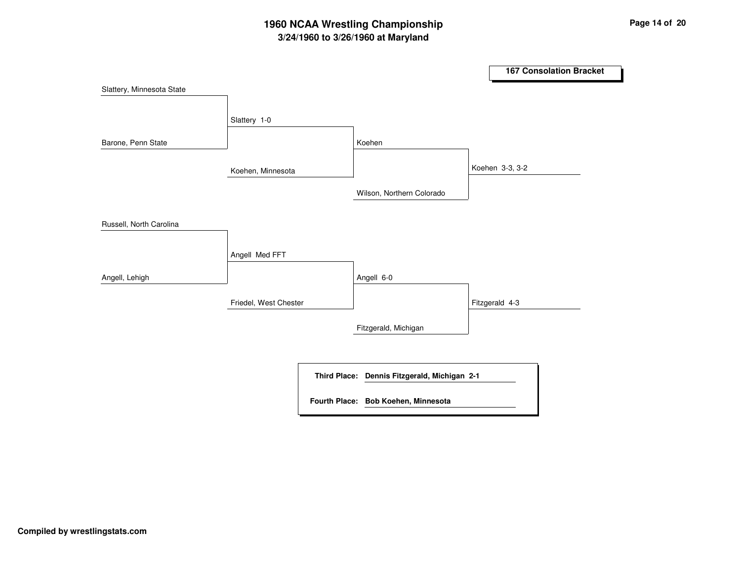# 1960 NCAA Wrestling Championship

## 3/24/1960 to 3/26/1960 at Maryland

### 167 Consolation Bracket

| Round 1 | Round 2 | Round 3 | Final |
| --- | --- | --- | --- |
| Slattery, Minnesota State | Slattery 1-0 | Koehen | Koehen 3-3, 3-2 |
| Barone, Penn State | Koehen, Minnesota | Wilson, Northern Colorado | |
| Russell, North Carolina | Angell Med FFT | Angell 6-0 | Fitzgerald 4-3 |
| Angell, Lehigh | Friedel, West Chester | Fitzgerald, Michigan | |

**Third Place:** **Dennis Fitzgerald, Michigan 2-1**

**Fourth Place:** **Bob Koehen, Minnesota**

**Compiled by wrestlingstats.com**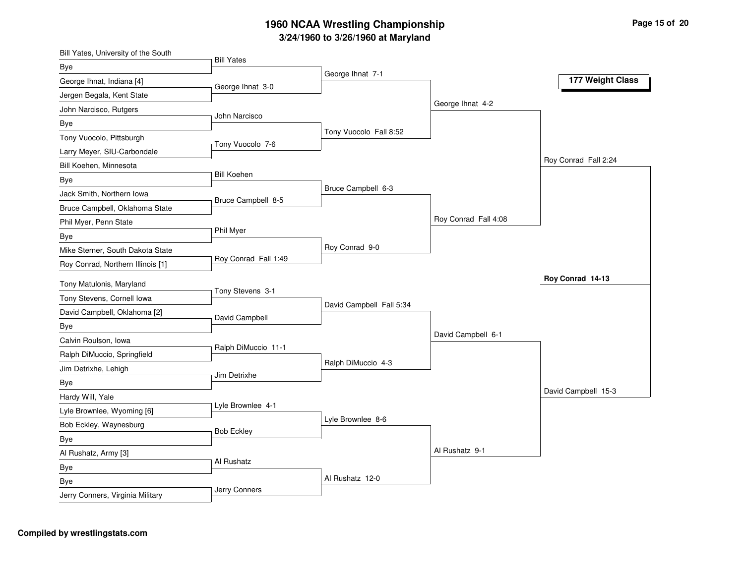# 1960 NCAA Wrestling Championship

## 3/24/1960 to 3/26/1960 at Maryland

### 177 Weight Class

**First Round**

- Bill Yates, University of the South vs Bye — Bill Yates
- George Ihnat, Indiana [4] vs Jergen Begala, Kent State — George Ihnat 3-0
- John Narcisco, Rutgers vs Bye — John Narcisco
- Tony Vuocolo, Pittsburgh vs Larry Meyer, SIU-Carbondale — Tony Vuocolo 7-6
- Bill Koehen, Minnesota vs Bye — Bill Koehen
- Jack Smith, Northern Iowa vs Bruce Campbell, Oklahoma State — Bruce Campbell 8-5
- Phil Myer, Penn State vs Bye — Phil Myer
- Mike Sterner, South Dakota State vs Roy Conrad, Northern Illinois [1] — Roy Conrad Fall 1:49
- Tony Matulonis, Maryland vs Tony Stevens, Cornell Iowa — Tony Stevens 3-1
- David Campbell, Oklahoma [2] vs Bye — David Campbell
- Calvin Roulson, Iowa vs Ralph DiMuccio, Springfield — Ralph DiMuccio 11-1
- Jim Detrixhe, Lehigh vs Bye — Jim Detrixhe
- Hardy Will, Yale vs Lyle Brownlee, Wyoming [6] — Lyle Brownlee 4-1
- Bob Eckley, Waynesburg vs Bye — Bob Eckley
- Al Rushatz, Army [3] vs Bye — Al Rushatz
- Bye vs Jerry Conners, Virginia Military — Jerry Conners

**Second Round**

- George Ihnat 7-1
- Tony Vuocolo Fall 8:52
- Bruce Campbell 6-3
- Roy Conrad 9-0
- David Campbell Fall 5:34
- Ralph DiMuccio 4-3
- Lyle Brownlee 8-6
- Al Rushatz 12-0

**Quarterfinals**

- George Ihnat 4-2
- Roy Conrad Fall 4:08
- David Campbell 6-1
- Al Rushatz 9-1

**Semifinals**

- Roy Conrad Fall 2:24
- David Campbell 15-3

**Final**

- **Roy Conrad 14-13**

**Compiled by wrestlingstats.com**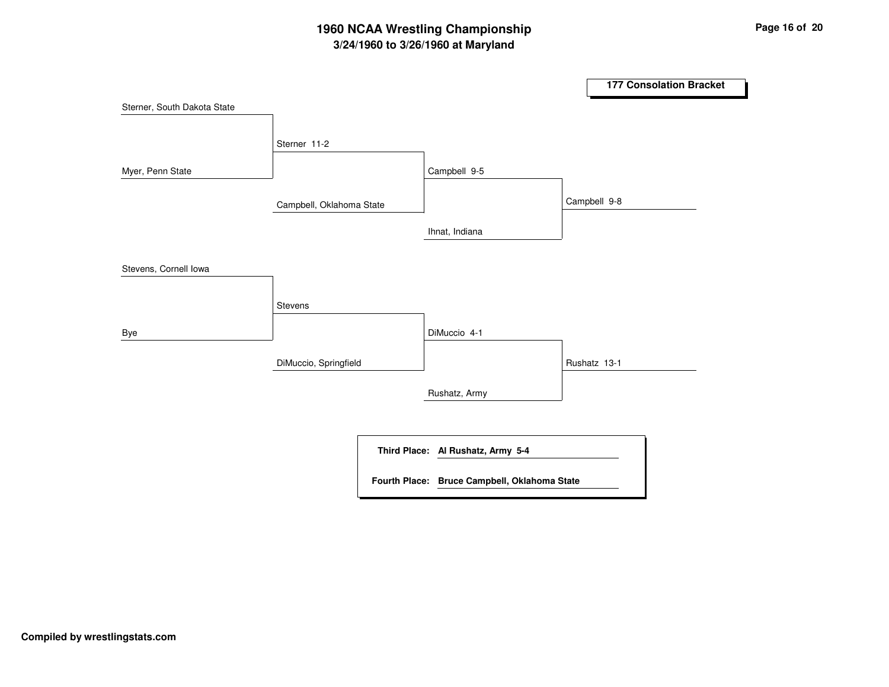# 1960 NCAA Wrestling Championship

## 3/24/1960 to 3/26/1960 at Maryland

### 177 Consolation Bracket

| Round 1 | Round 2 | Round 3 | Round 4 |
|---|---|---|---|
| Sterner, South Dakota State | | | |
| Myer, Penn State | Sterner 11-2 | | |
| | Campbell, Oklahoma State | Campbell 9-5 | |
| | | Ihnat, Indiana | Campbell 9-8 |
| Stevens, Cornell Iowa | | | |
| Bye | Stevens | | |
| | DiMuccio, Springfield | DiMuccio 4-1 | |
| | | Rushatz, Army | Rushatz 13-1 |

**Third Place:** **Al Rushatz, Army 5-4**

**Fourth Place:** **Bruce Campbell, Oklahoma State**

**Compiled by wrestlingstats.com**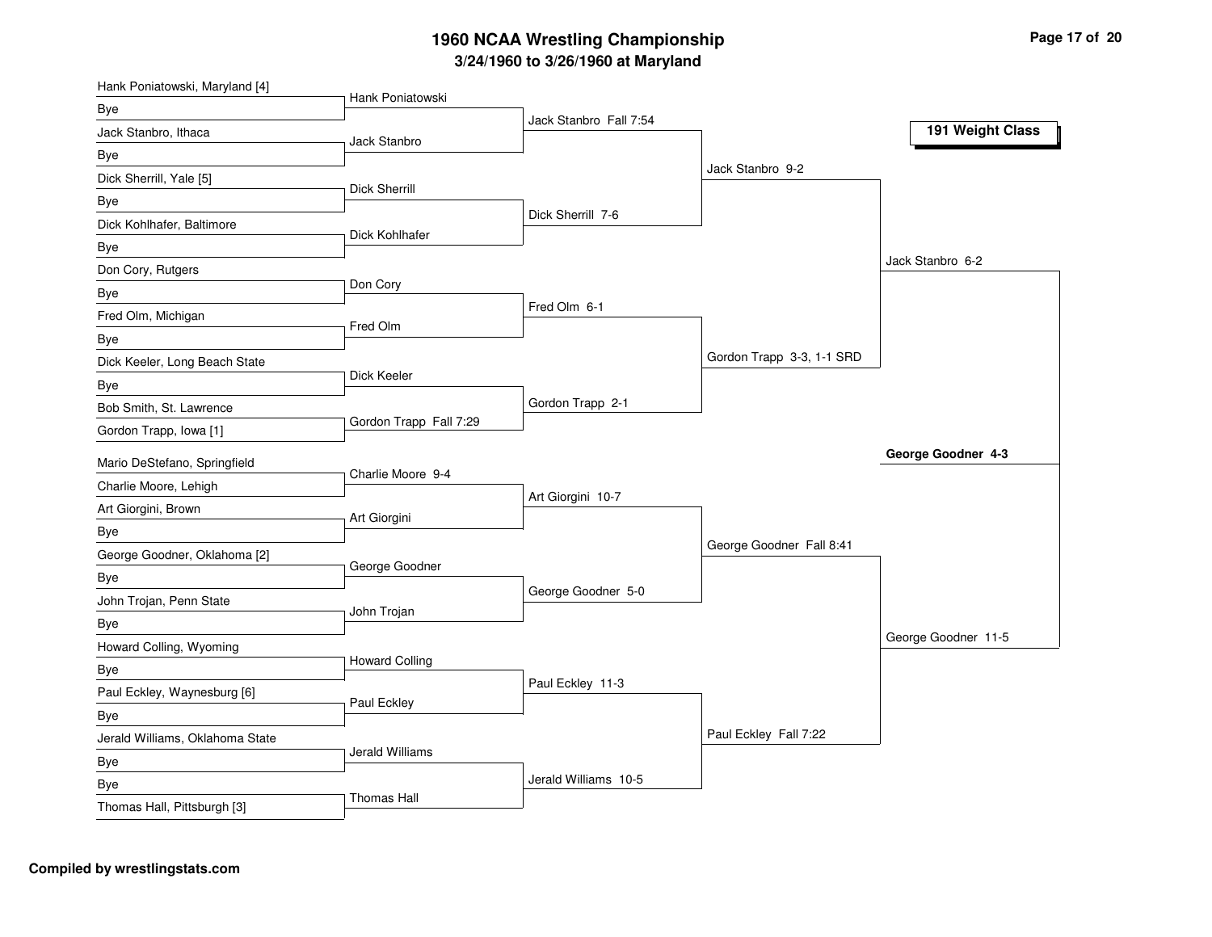# 1960 NCAA Wrestling Championship

## 3/24/1960 to 3/26/1960 at Maryland

### 191 Weight Class

**First Round**

| Wrestler 1 | Wrestler 2 | Winner |
|---|---|---|
| Hank Poniatowski, Maryland [4] | Bye | Hank Poniatowski |
| Jack Stanbro, Ithaca | Bye | Jack Stanbro |
| Dick Sherrill, Yale [5] | Bye | Dick Sherrill |
| Dick Kohlhafer, Baltimore | Bye | Dick Kohlhafer |
| Don Cory, Rutgers | Bye | Don Cory |
| Fred Olm, Michigan | Bye | Fred Olm |
| Dick Keeler, Long Beach State | Bye | Dick Keeler |
| Bob Smith, St. Lawrence | Gordon Trapp, Iowa [1] | Gordon Trapp Fall 7:29 |
| Mario DeStefano, Springfield | Charlie Moore, Lehigh | Charlie Moore 9-4 |
| Art Giorgini, Brown | Bye | Art Giorgini |
| George Goodner, Oklahoma [2] | Bye | George Goodner |
| John Trojan, Penn State | Bye | John Trojan |
| Howard Colling, Wyoming | Bye | Howard Colling |
| Paul Eckley, Waynesburg [6] | Bye | Paul Eckley |
| Jerald Williams, Oklahoma State | Bye | Jerald Williams |
| Bye | Thomas Hall, Pittsburgh [3] | Thomas Hall |

**Second Round**

- Jack Stanbro Fall 7:54
- Dick Sherrill 7-6
- Fred Olm 6-1
- Gordon Trapp 2-1
- Art Giorgini 10-7
- George Goodner 5-0
- Paul Eckley 11-3
- Jerald Williams 10-5

**Quarterfinals**

- Jack Stanbro 9-2
- Gordon Trapp 3-3, 1-1 SRD
- George Goodner Fall 8:41
- Paul Eckley Fall 7:22

**Semifinals**

- Jack Stanbro 6-2
- George Goodner 11-5

**Final**

- **George Goodner 4-3**

**Compiled by wrestlingstats.com**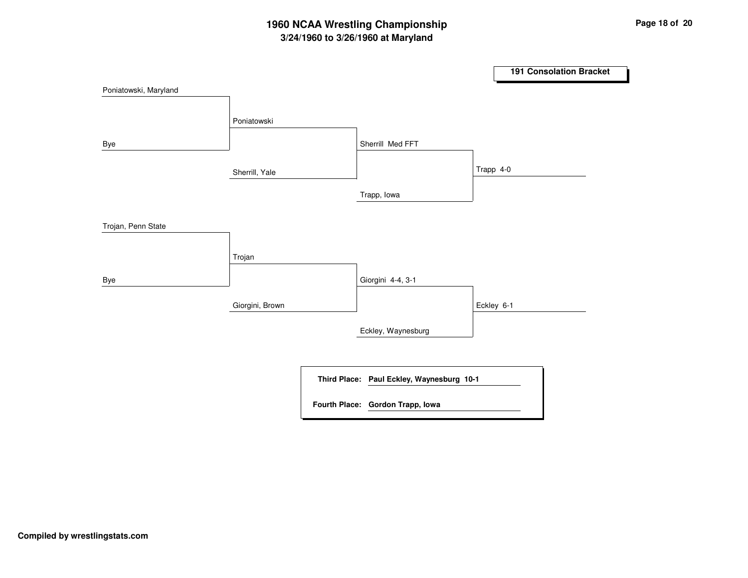# 1960 NCAA Wrestling Championship

## 3/24/1960 to 3/26/1960 at Maryland

### 191 Consolation Bracket

| Round 1 | Round 2 | Round 3 | Winner |
|---|---|---|---|
| Poniatowski, Maryland | Poniatowski | Sherrill Med FFT | Trapp 4-0 |
| Bye | Sherrill, Yale | Trapp, Iowa | |
| Trojan, Penn State | Trojan | Giorgini 4-4, 3-1 | Eckley 6-1 |
| Bye | Giorgini, Brown | Eckley, Waynesburg | |

**Third Place:** **Paul Eckley, Waynesburg 10-1**

**Fourth Place:** **Gordon Trapp, Iowa**

**Compiled by wrestlingstats.com**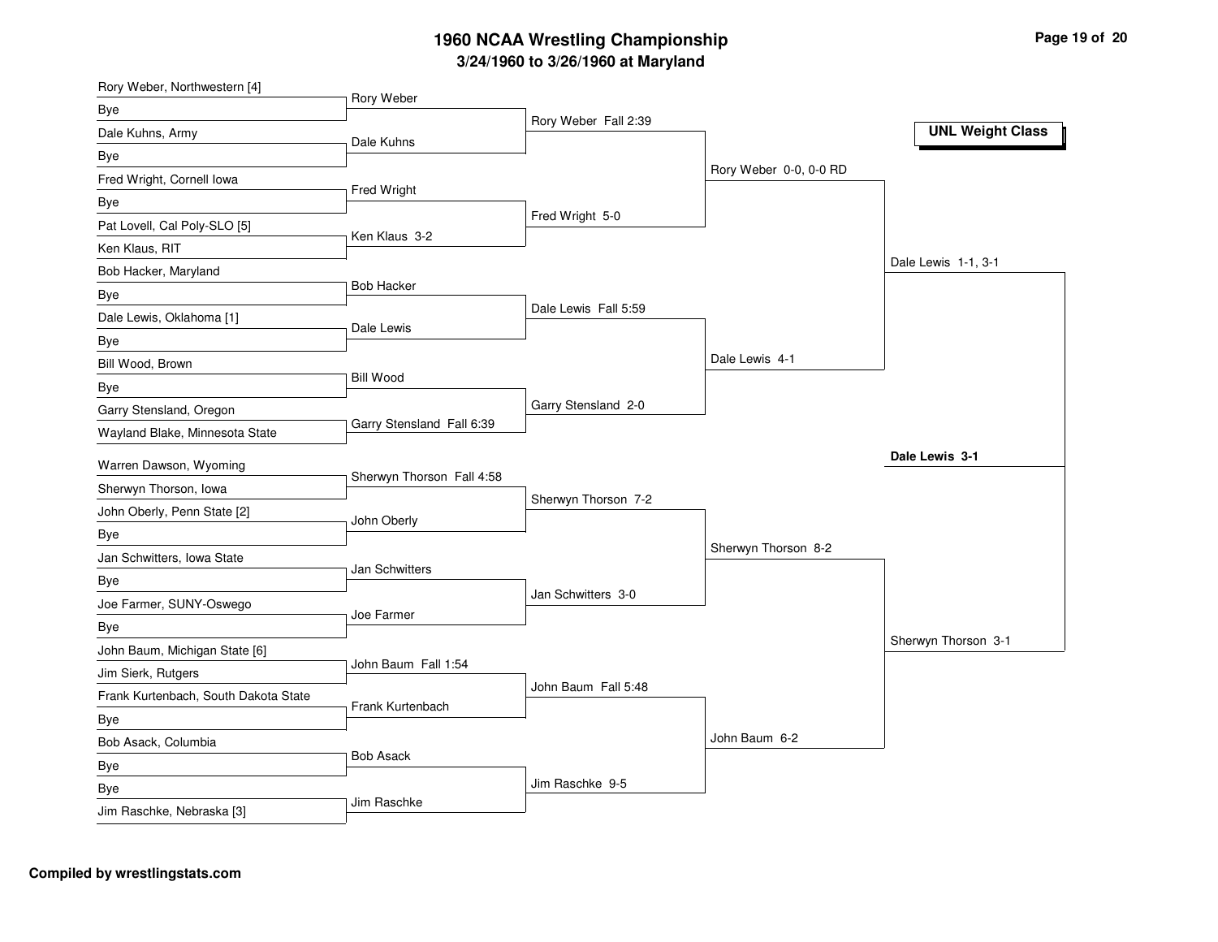# 1960 NCAA Wrestling Championship

## 3/24/1960 to 3/26/1960 at Maryland

**UNL Weight Class**

### First Round

- Rory Weber, Northwestern [4] vs Bye — Rory Weber
- Dale Kuhns, Army vs Bye — Dale Kuhns
- Fred Wright, Cornell Iowa vs Bye — Fred Wright
- Pat Lovell, Cal Poly-SLO [5] vs Ken Klaus, RIT — Ken Klaus 3-2
- Bob Hacker, Maryland vs Bye — Bob Hacker
- Dale Lewis, Oklahoma [1] vs Bye — Dale Lewis
- Bill Wood, Brown vs Bye — Bill Wood
- Garry Stensland, Oregon vs Wayland Blake, Minnesota State — Garry Stensland Fall 6:39
- Warren Dawson, Wyoming vs Sherwyn Thorson, Iowa — Sherwyn Thorson Fall 4:58
- John Oberly, Penn State [2] vs Bye — John Oberly
- Jan Schwitters, Iowa State vs Bye — Jan Schwitters
- Joe Farmer, SUNY-Oswego vs Bye — Joe Farmer
- John Baum, Michigan State [6] vs Jim Sierk, Rutgers — John Baum Fall 1:54
- Frank Kurtenbach, South Dakota State vs Bye — Frank Kurtenbach
- Bob Asack, Columbia vs Bye — Bob Asack
- Bye vs Jim Raschke, Nebraska [3] — Jim Raschke

### Second Round

- Rory Weber Fall 2:39
- Fred Wright 5-0
- Dale Lewis Fall 5:59
- Garry Stensland 2-0
- Sherwyn Thorson 7-2
- Jan Schwitters 3-0
- John Baum Fall 5:48
- Jim Raschke 9-5

### Quarterfinals

- Rory Weber 0-0, 0-0 RD
- Dale Lewis 4-1
- Sherwyn Thorson 8-2
- John Baum 6-2

### Semifinals

- Dale Lewis 1-1, 3-1
- Sherwyn Thorson 3-1

### Final

**Dale Lewis 3-1**

**Compiled by wrestlingstats.com**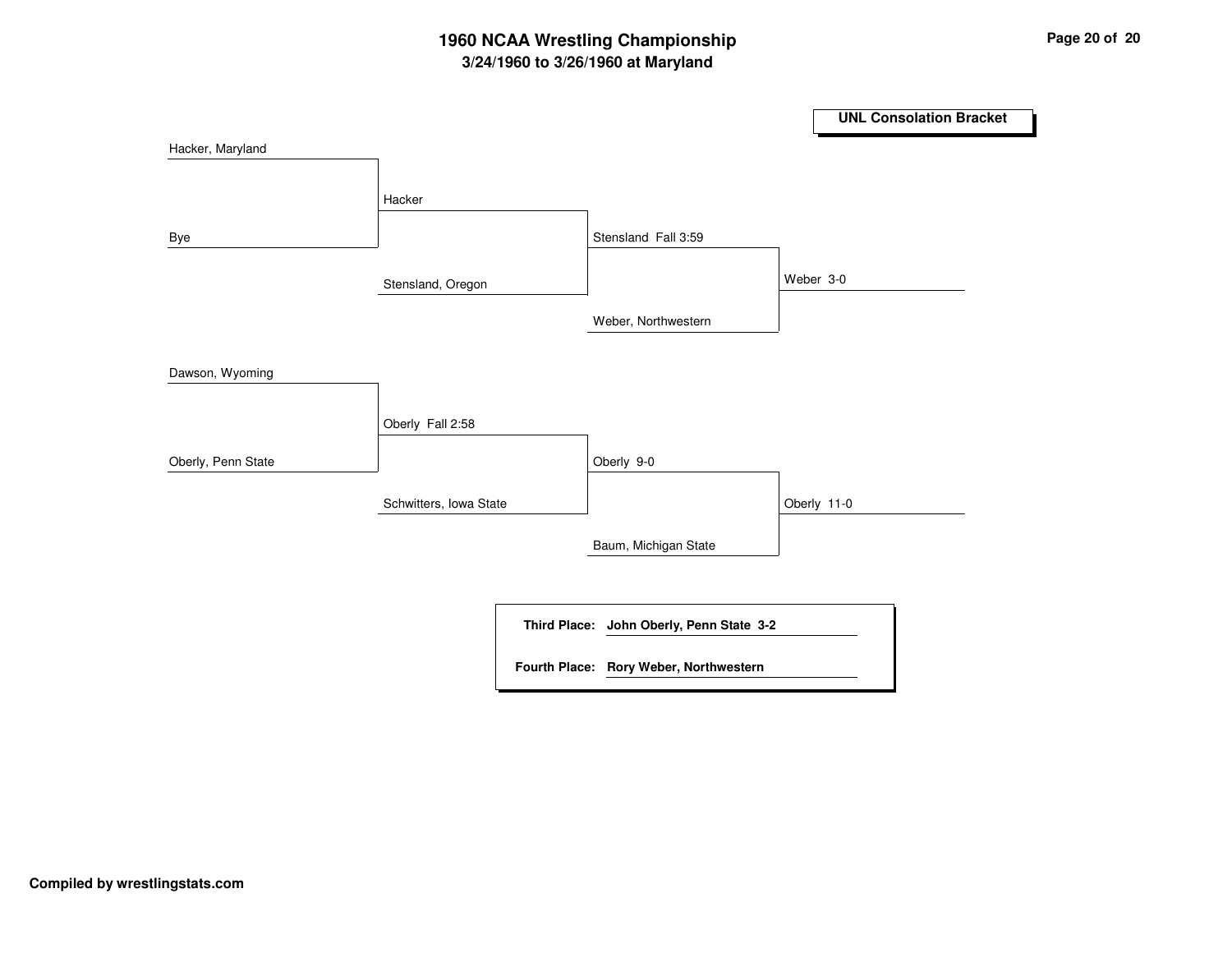# 1960 NCAA Wrestling Championship

## 3/24/1960 to 3/26/1960 at Maryland

**UNL Consolation Bracket**

Hacker, Maryland

Bye

Hacker

Stensland, Oregon

Stensland Fall 3:59

Weber, Northwestern

Weber 3-0

Dawson, Wyoming

Oberly, Penn State

Oberly Fall 2:58

Schwitters, Iowa State

Oberly 9-0

Baum, Michigan State

Oberly 11-0

**Third Place:** **John Oberly, Penn State 3-2**

**Fourth Place:** **Rory Weber, Northwestern**

**Compiled by wrestlingstats.com**